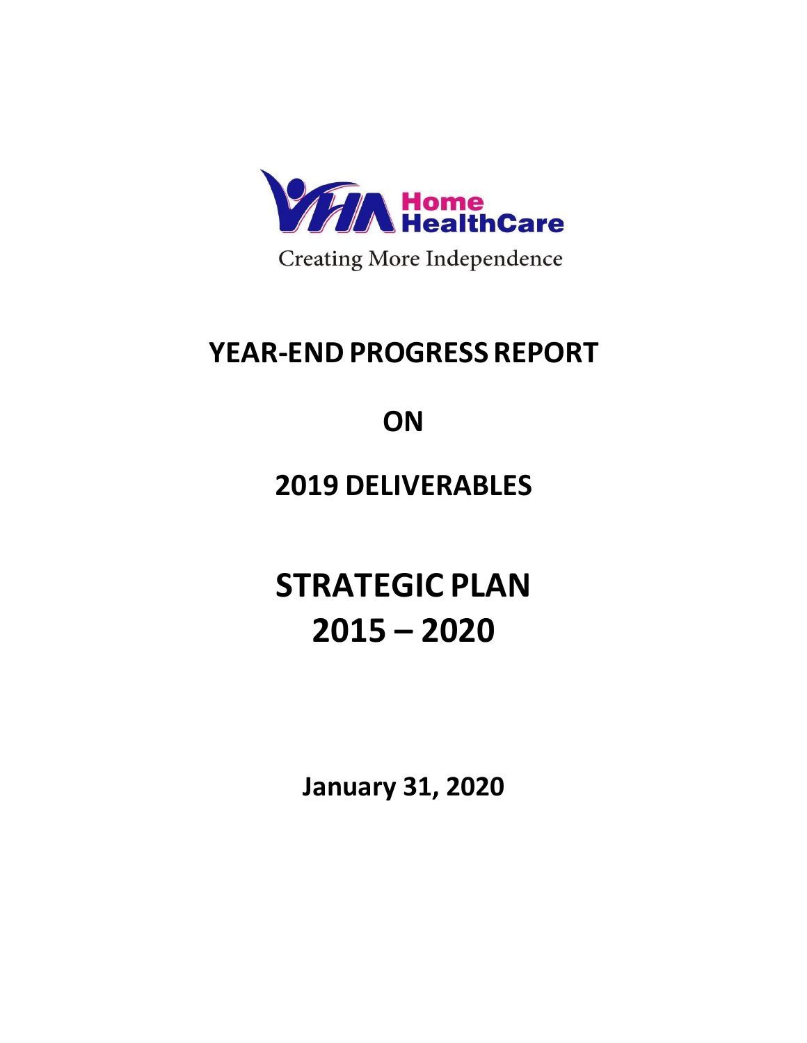VHA Home HealthCare

Creating More Independence

# YEAR-END PROGRESS REPORT

# ON

# 2019 DELIVERABLES

# STRATEGIC PLAN 2015 – 2020

**January 31, 2020**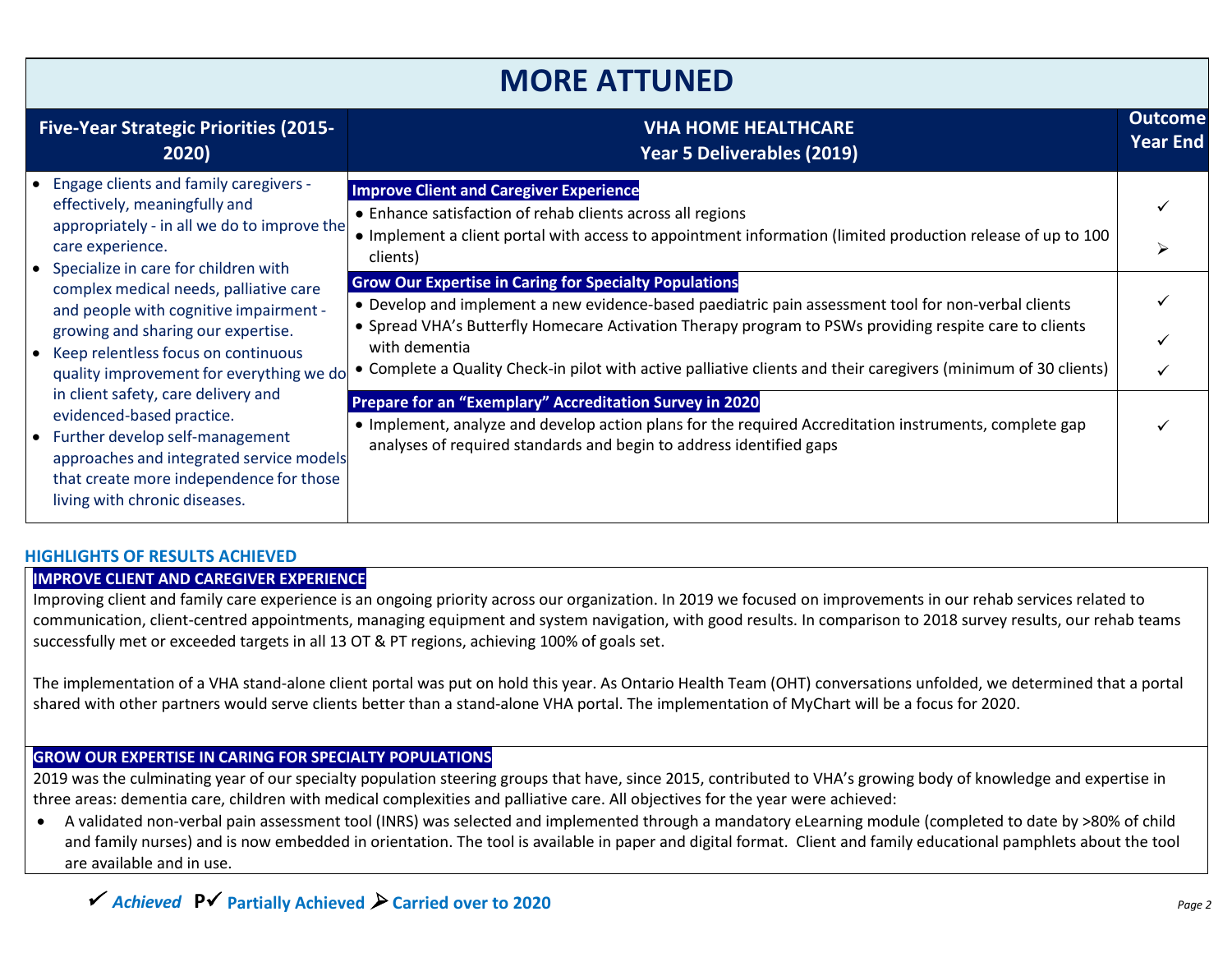# MORE ATTUNED

| Five-Year Strategic Priorities (2015-2020) | VHA HOME HEALTHCARE Year 5 Deliverables (2019) | Outcome Year End |
|---|---|---|
| • Engage clients and family caregivers - effectively, meaningfully and appropriately - in all we do to improve the care experience.<br>• Specialize in care for children with complex medical needs, palliative care and people with cognitive impairment - growing and sharing our expertise.<br>• Keep relentless focus on continuous quality improvement for everything we do in client safety, care delivery and evidenced-based practice.<br>• Further develop self-management approaches and integrated service models that create more independence for those living with chronic diseases. | **Improve Client and Caregiver Experience**<br>• Enhance satisfaction of rehab clients across all regions<br>• Implement a client portal with access to appointment information (limited production release of up to 100 clients) | ✓<br>⮚ |
| | **Grow Our Expertise in Caring for Specialty Populations**<br>• Develop and implement a new evidence-based paediatric pain assessment tool for non-verbal clients<br>• Spread VHA's Butterfly Homecare Activation Therapy program to PSWs providing respite care to clients with dementia<br>• Complete a Quality Check-in pilot with active palliative clients and their caregivers (minimum of 30 clients) | ✓<br>✓<br>✓ |
| | **Prepare for an "Exemplary" Accreditation Survey in 2020**<br>• Implement, analyze and develop action plans for the required Accreditation instruments, complete gap analyses of required standards and begin to address identified gaps | ✓ |

## HIGHLIGHTS OF RESULTS ACHIEVED

### IMPROVE CLIENT AND CAREGIVER EXPERIENCE

Improving client and family care experience is an ongoing priority across our organization. In 2019 we focused on improvements in our rehab services related to communication, client-centred appointments, managing equipment and system navigation, with good results. In comparison to 2018 survey results, our rehab teams successfully met or exceeded targets in all 13 OT & PT regions, achieving 100% of goals set.

The implementation of a VHA stand-alone client portal was put on hold this year. As Ontario Health Team (OHT) conversations unfolded, we determined that a portal shared with other partners would serve clients better than a stand-alone VHA portal. The implementation of MyChart will be a focus for 2020.

### GROW OUR EXPERTISE IN CARING FOR SPECIALTY POPULATIONS

2019 was the culminating year of our specialty population steering groups that have, since 2015, contributed to VHA's growing body of knowledge and expertise in three areas: dementia care, children with medical complexities and palliative care. All objectives for the year were achieved:

- A validated non-verbal pain assessment tool (INRS) was selected and implemented through a mandatory eLearning module (completed to date by >80% of child and family nurses) and is now embedded in orientation. The tool is available in paper and digital format. Client and family educational pamphlets about the tool are available and in use.

✓ *Achieved* **P✓** Partially Achieved ⮚ Carried over to 2020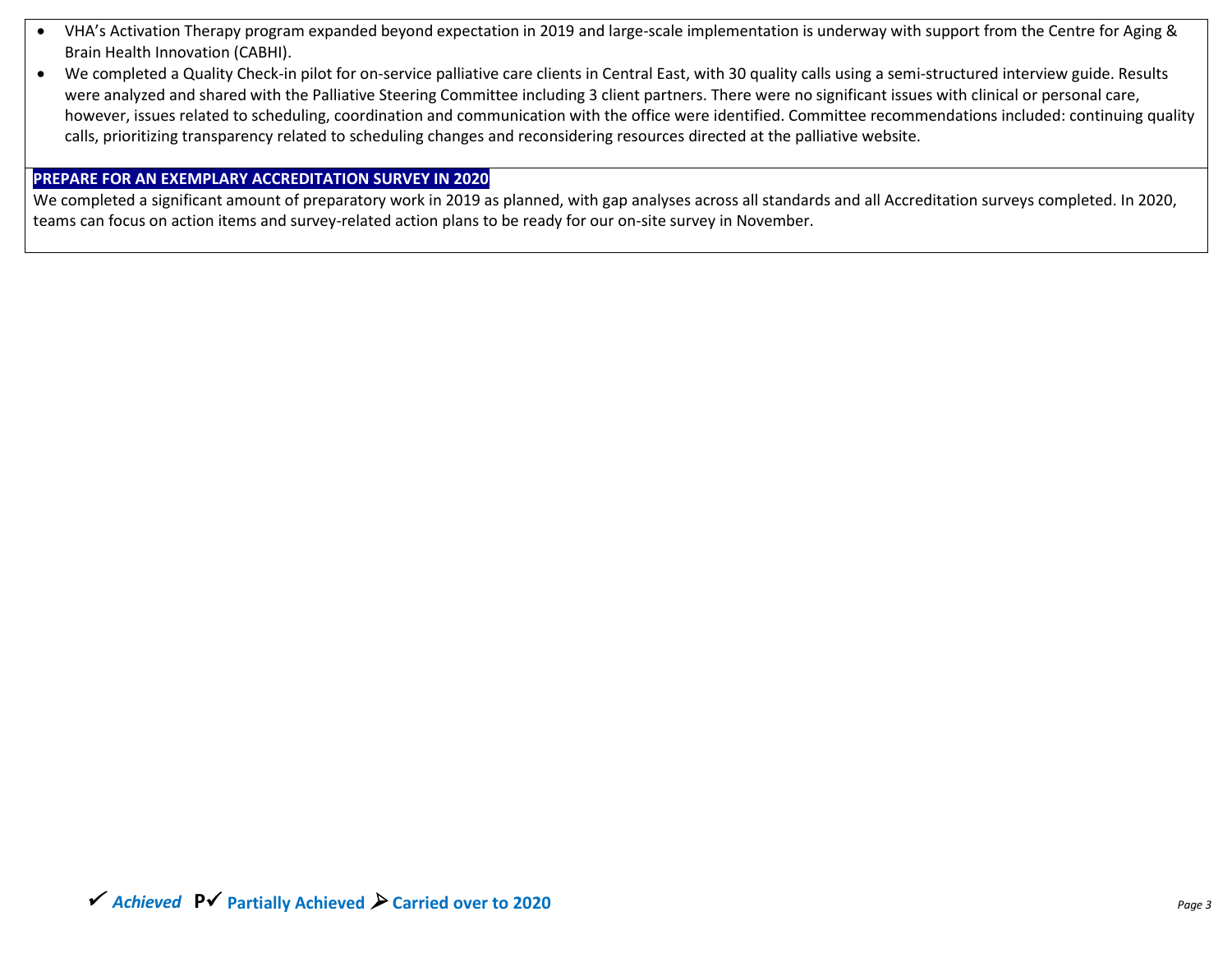- VHA's Activation Therapy program expanded beyond expectation in 2019 and large-scale implementation is underway with support from the Centre for Aging & Brain Health Innovation (CABHI).
- We completed a Quality Check-in pilot for on-service palliative care clients in Central East, with 30 quality calls using a semi-structured interview guide. Results were analyzed and shared with the Palliative Steering Committee including 3 client partners. There were no significant issues with clinical or personal care, however, issues related to scheduling, coordination and communication with the office were identified. Committee recommendations included: continuing quality calls, prioritizing transparency related to scheduling changes and reconsidering resources directed at the palliative website.

**PREPARE FOR AN EXEMPLARY ACCREDITATION SURVEY IN 2020**

We completed a significant amount of preparatory work in 2019 as planned, with gap analyses across all standards and all Accreditation surveys completed. In 2020, teams can focus on action items and survey-related action plans to be ready for our on-site survey in November.

✓ ***Achieved*** **P✓ Partially Achieved** ➢ **Carried over to 2020**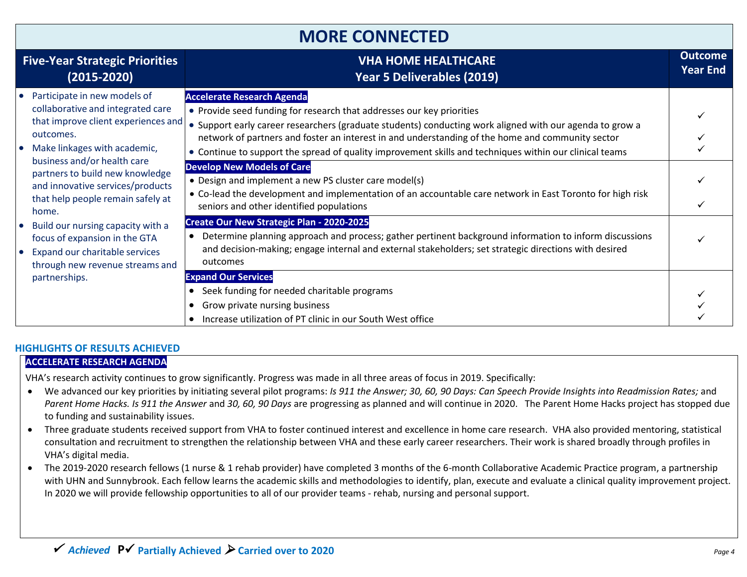## MORE CONNECTED

| Five-Year Strategic Priorities (2015-2020) | VHA HOME HEALTHCARE Year 5 Deliverables (2019) | Outcome Year End |
|---|---|---|
| • Participate in new models of collaborative and integrated care that improve client experiences and outcomes.<br>• Make linkages with academic, business and/or health care partners to build new knowledge and innovative services/products that help people remain safely at home.<br>• Build our nursing capacity with a focus of expansion in the GTA<br>• Expand our charitable services through new revenue streams and partnerships. | **Accelerate Research Agenda**<br>• Provide seed funding for research that addresses our key priorities<br>• Support early career researchers (graduate students) conducting work aligned with our agenda to grow a network of partners and foster an interest in and understanding of the home and community sector<br>• Continue to support the spread of quality improvement skills and techniques within our clinical teams | ✓<br>✓<br>✓ |
| | **Develop New Models of Care**<br>• Design and implement a new PS cluster care model(s)<br>• Co-lead the development and implementation of an accountable care network in East Toronto for high risk seniors and other identified populations | ✓<br>✓ |
| | **Create Our New Strategic Plan - 2020-2025**<br>• Determine planning approach and process; gather pertinent background information to inform discussions and decision-making; engage internal and external stakeholders; set strategic directions with desired outcomes | ✓ |
| | **Expand Our Services**<br>• Seek funding for needed charitable programs<br>• Grow private nursing business<br>• Increase utilization of PT clinic in our South West office | ✓<br>✓<br>✓ |

### HIGHLIGHTS OF RESULTS ACHIEVED

**ACCELERATE RESEARCH AGENDA**

VHA's research activity continues to grow significantly. Progress was made in all three areas of focus in 2019. Specifically:

- We advanced our key priorities by initiating several pilot programs: *Is 911 the Answer; 30, 60, 90 Days: Can Speech Provide Insights into Readmission Rates;* and *Parent Home Hacks. Is 911 the Answer* and *30, 60, 90 Days* are progressing as planned and will continue in 2020. The Parent Home Hacks project has stopped due to funding and sustainability issues.
- Three graduate students received support from VHA to foster continued interest and excellence in home care research. VHA also provided mentoring, statistical consultation and recruitment to strengthen the relationship between VHA and these early career researchers. Their work is shared broadly through profiles in VHA's digital media.
- The 2019-2020 research fellows (1 nurse & 1 rehab provider) have completed 3 months of the 6-month Collaborative Academic Practice program, a partnership with UHN and Sunnybrook. Each fellow learns the academic skills and methodologies to identify, plan, execute and evaluate a clinical quality improvement project. In 2020 we will provide fellowship opportunities to all of our provider teams - rehab, nursing and personal support.

✓ *Achieved* **P**✓ Partially Achieved ➢ Carried over to 2020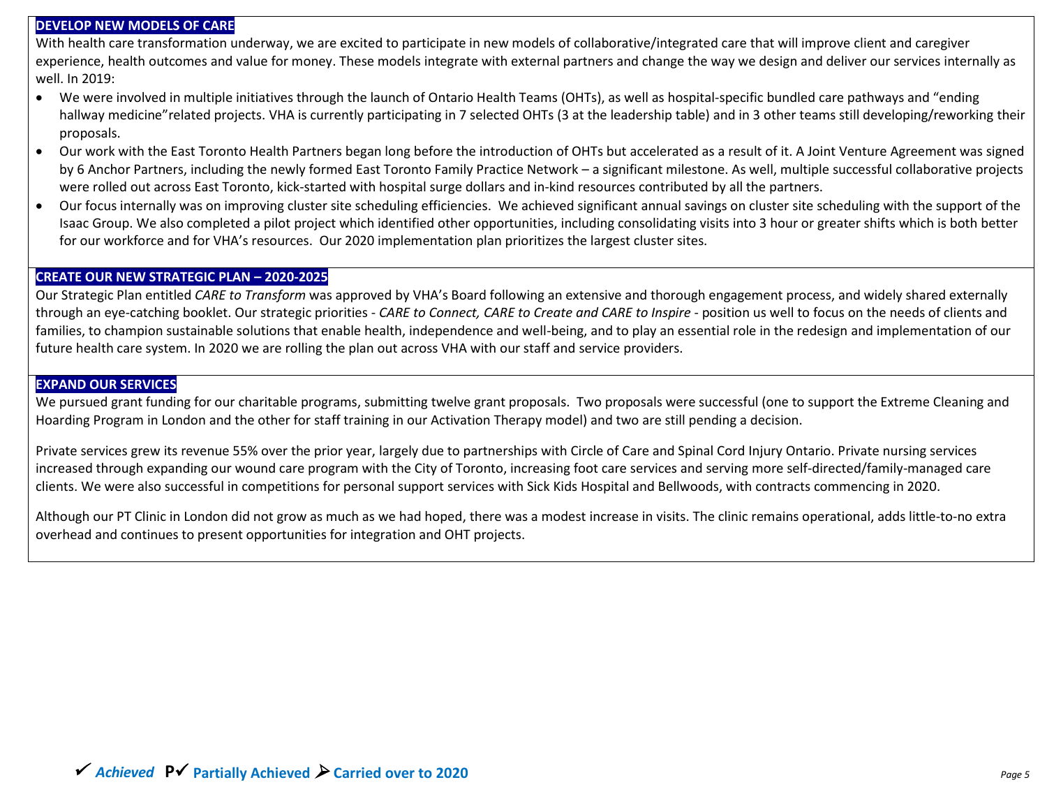## DEVELOP NEW MODELS OF CARE

With health care transformation underway, we are excited to participate in new models of collaborative/integrated care that will improve client and caregiver experience, health outcomes and value for money. These models integrate with external partners and change the way we design and deliver our services internally as well. In 2019:

- We were involved in multiple initiatives through the launch of Ontario Health Teams (OHTs), as well as hospital-specific bundled care pathways and "ending hallway medicine"related projects. VHA is currently participating in 7 selected OHTs (3 at the leadership table) and in 3 other teams still developing/reworking their proposals.
- Our work with the East Toronto Health Partners began long before the introduction of OHTs but accelerated as a result of it. A Joint Venture Agreement was signed by 6 Anchor Partners, including the newly formed East Toronto Family Practice Network – a significant milestone. As well, multiple successful collaborative projects were rolled out across East Toronto, kick-started with hospital surge dollars and in-kind resources contributed by all the partners.
- Our focus internally was on improving cluster site scheduling efficiencies. We achieved significant annual savings on cluster site scheduling with the support of the Isaac Group. We also completed a pilot project which identified other opportunities, including consolidating visits into 3 hour or greater shifts which is both better for our workforce and for VHA's resources. Our 2020 implementation plan prioritizes the largest cluster sites.

## CREATE OUR NEW STRATEGIC PLAN – 2020-2025

Our Strategic Plan entitled *CARE to Transform* was approved by VHA's Board following an extensive and thorough engagement process, and widely shared externally through an eye-catching booklet. Our strategic priorities - *CARE to Connect, CARE to Create and CARE to Inspire* - position us well to focus on the needs of clients and families, to champion sustainable solutions that enable health, independence and well-being, and to play an essential role in the redesign and implementation of our future health care system. In 2020 we are rolling the plan out across VHA with our staff and service providers.

## EXPAND OUR SERVICES

We pursued grant funding for our charitable programs, submitting twelve grant proposals. Two proposals were successful (one to support the Extreme Cleaning and Hoarding Program in London and the other for staff training in our Activation Therapy model) and two are still pending a decision.

Private services grew its revenue 55% over the prior year, largely due to partnerships with Circle of Care and Spinal Cord Injury Ontario. Private nursing services increased through expanding our wound care program with the City of Toronto, increasing foot care services and serving more self-directed/family-managed care clients. We were also successful in competitions for personal support services with Sick Kids Hospital and Bellwoods, with contracts commencing in 2020.

Although our PT Clinic in London did not grow as much as we had hoped, there was a modest increase in visits. The clinic remains operational, adds little-to-no extra overhead and continues to present opportunities for integration and OHT projects.

✓ *Achieved* **P✓ Partially Achieved** ➢ **Carried over to 2020**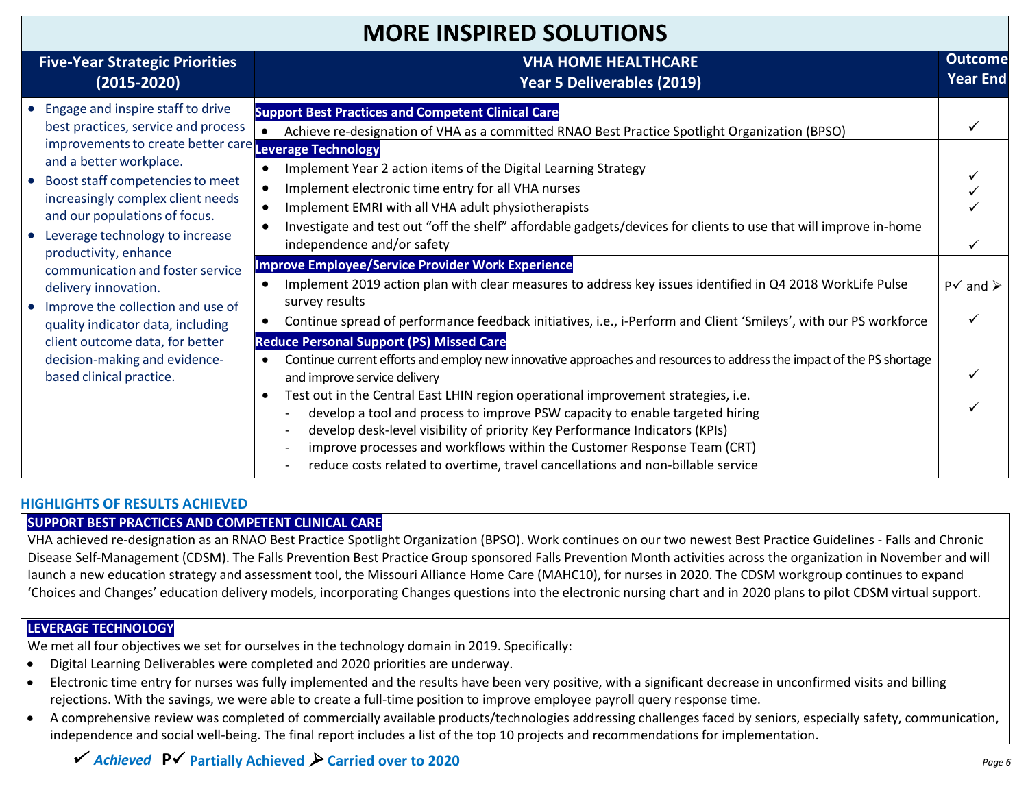# MORE INSPIRED SOLUTIONS

| Five-Year Strategic Priorities (2015-2020) | VHA HOME HEALTHCARE Year 5 Deliverables (2019) | Outcome Year End |
|---|---|---|
| • Engage and inspire staff to drive best practices, service and process improvements to create better care and a better workplace.<br>• Boost staff competencies to meet increasingly complex client needs and our populations of focus.<br>• Leverage technology to increase productivity, enhance communication and foster service delivery innovation.<br>• Improve the collection and use of quality indicator data, including client outcome data, for better decision-making and evidence-based clinical practice. | **Support Best Practices and Competent Clinical Care**<br>• Achieve re-designation of VHA as a committed RNAO Best Practice Spotlight Organization (BPSO) | ✓ |
| | **Leverage Technology**<br>• Implement Year 2 action items of the Digital Learning Strategy<br>• Implement electronic time entry for all VHA nurses<br>• Implement EMRI with all VHA adult physiotherapists<br>• Investigate and test out "off the shelf" affordable gadgets/devices for clients to use that will improve in-home independence and/or safety | ✓<br>✓<br>✓<br>✓ |
| | **Improve Employee/Service Provider Work Experience**<br>• Implement 2019 action plan with clear measures to address key issues identified in Q4 2018 WorkLife Pulse survey results<br>• Continue spread of performance feedback initiatives, i.e., i-Perform and Client 'Smileys', with our PS workforce | P✓ and ➢<br>✓ |
| | **Reduce Personal Support (PS) Missed Care**<br>• Continue current efforts and employ new innovative approaches and resources to address the impact of the PS shortage and improve service delivery<br>• Test out in the Central East LHIN region operational improvement strategies, i.e.<br>- develop a tool and process to improve PSW capacity to enable targeted hiring<br>- develop desk-level visibility of priority Key Performance Indicators (KPIs)<br>- improve processes and workflows within the Customer Response Team (CRT)<br>- reduce costs related to overtime, travel cancellations and non-billable service | ✓<br>✓ |

## HIGHLIGHTS OF RESULTS ACHIEVED

### SUPPORT BEST PRACTICES AND COMPETENT CLINICAL CARE

VHA achieved re-designation as an RNAO Best Practice Spotlight Organization (BPSO). Work continues on our two newest Best Practice Guidelines - Falls and Chronic Disease Self-Management (CDSM). The Falls Prevention Best Practice Group sponsored Falls Prevention Month activities across the organization in November and will launch a new education strategy and assessment tool, the Missouri Alliance Home Care (MAHC10), for nurses in 2020. The CDSM workgroup continues to expand 'Choices and Changes' education delivery models, incorporating Changes questions into the electronic nursing chart and in 2020 plans to pilot CDSM virtual support.

### LEVERAGE TECHNOLOGY

We met all four objectives we set for ourselves in the technology domain in 2019. Specifically:

- Digital Learning Deliverables were completed and 2020 priorities are underway.
- Electronic time entry for nurses was fully implemented and the results have been very positive, with a significant decrease in unconfirmed visits and billing rejections. With the savings, we were able to create a full-time position to improve employee payroll query response time.
- A comprehensive review was completed of commercially available products/technologies addressing challenges faced by seniors, especially safety, communication, independence and social well-being. The final report includes a list of the top 10 projects and recommendations for implementation.

✓ *Achieved* **P✓** Partially Achieved ➢ Carried over to 2020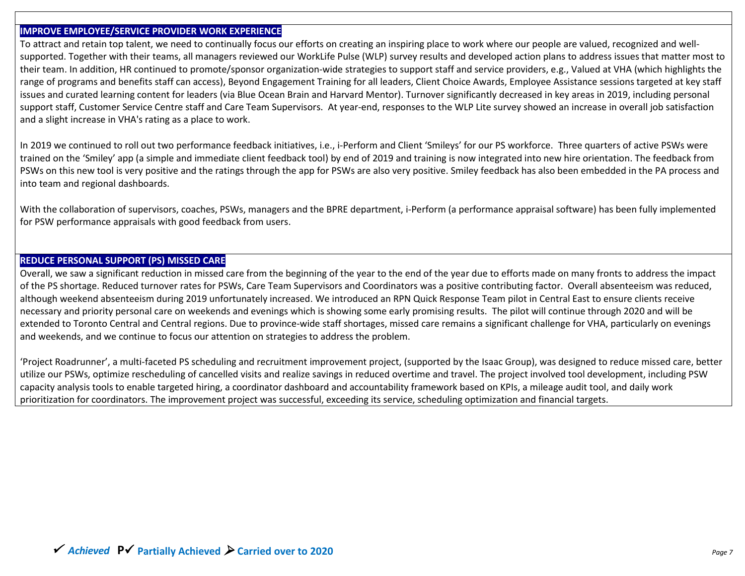## IMPROVE EMPLOYEE/SERVICE PROVIDER WORK EXPERIENCE

To attract and retain top talent, we need to continually focus our efforts on creating an inspiring place to work where our people are valued, recognized and well-supported. Together with their teams, all managers reviewed our WorkLife Pulse (WLP) survey results and developed action plans to address issues that matter most to their team. In addition, HR continued to promote/sponsor organization-wide strategies to support staff and service providers, e.g., Valued at VHA (which highlights the range of programs and benefits staff can access), Beyond Engagement Training for all leaders, Client Choice Awards, Employee Assistance sessions targeted at key staff issues and curated learning content for leaders (via Blue Ocean Brain and Harvard Mentor). Turnover significantly decreased in key areas in 2019, including personal support staff, Customer Service Centre staff and Care Team Supervisors. At year-end, responses to the WLP Lite survey showed an increase in overall job satisfaction and a slight increase in VHA's rating as a place to work.

In 2019 we continued to roll out two performance feedback initiatives, i.e., i-Perform and Client 'Smileys' for our PS workforce. Three quarters of active PSWs were trained on the 'Smiley' app (a simple and immediate client feedback tool) by end of 2019 and training is now integrated into new hire orientation. The feedback from PSWs on this new tool is very positive and the ratings through the app for PSWs are also very positive. Smiley feedback has also been embedded in the PA process and into team and regional dashboards.

With the collaboration of supervisors, coaches, PSWs, managers and the BPRE department, i-Perform (a performance appraisal software) has been fully implemented for PSW performance appraisals with good feedback from users.

## REDUCE PERSONAL SUPPORT (PS) MISSED CARE

Overall, we saw a significant reduction in missed care from the beginning of the year to the end of the year due to efforts made on many fronts to address the impact of the PS shortage. Reduced turnover rates for PSWs, Care Team Supervisors and Coordinators was a positive contributing factor. Overall absenteeism was reduced, although weekend absenteeism during 2019 unfortunately increased. We introduced an RPN Quick Response Team pilot in Central East to ensure clients receive necessary and priority personal care on weekends and evenings which is showing some early promising results. The pilot will continue through 2020 and will be extended to Toronto Central and Central regions. Due to province-wide staff shortages, missed care remains a significant challenge for VHA, particularly on evenings and weekends, and we continue to focus our attention on strategies to address the problem.

'Project Roadrunner', a multi-faceted PS scheduling and recruitment improvement project, (supported by the Isaac Group), was designed to reduce missed care, better utilize our PSWs, optimize rescheduling of cancelled visits and realize savings in reduced overtime and travel. The project involved tool development, including PSW capacity analysis tools to enable targeted hiring, a coordinator dashboard and accountability framework based on KPIs, a mileage audit tool, and daily work prioritization for coordinators. The improvement project was successful, exceeding its service, scheduling optimization and financial targets.

✓ *Achieved* **P✓ Partially Achieved** ➢ **Carried over to 2020**